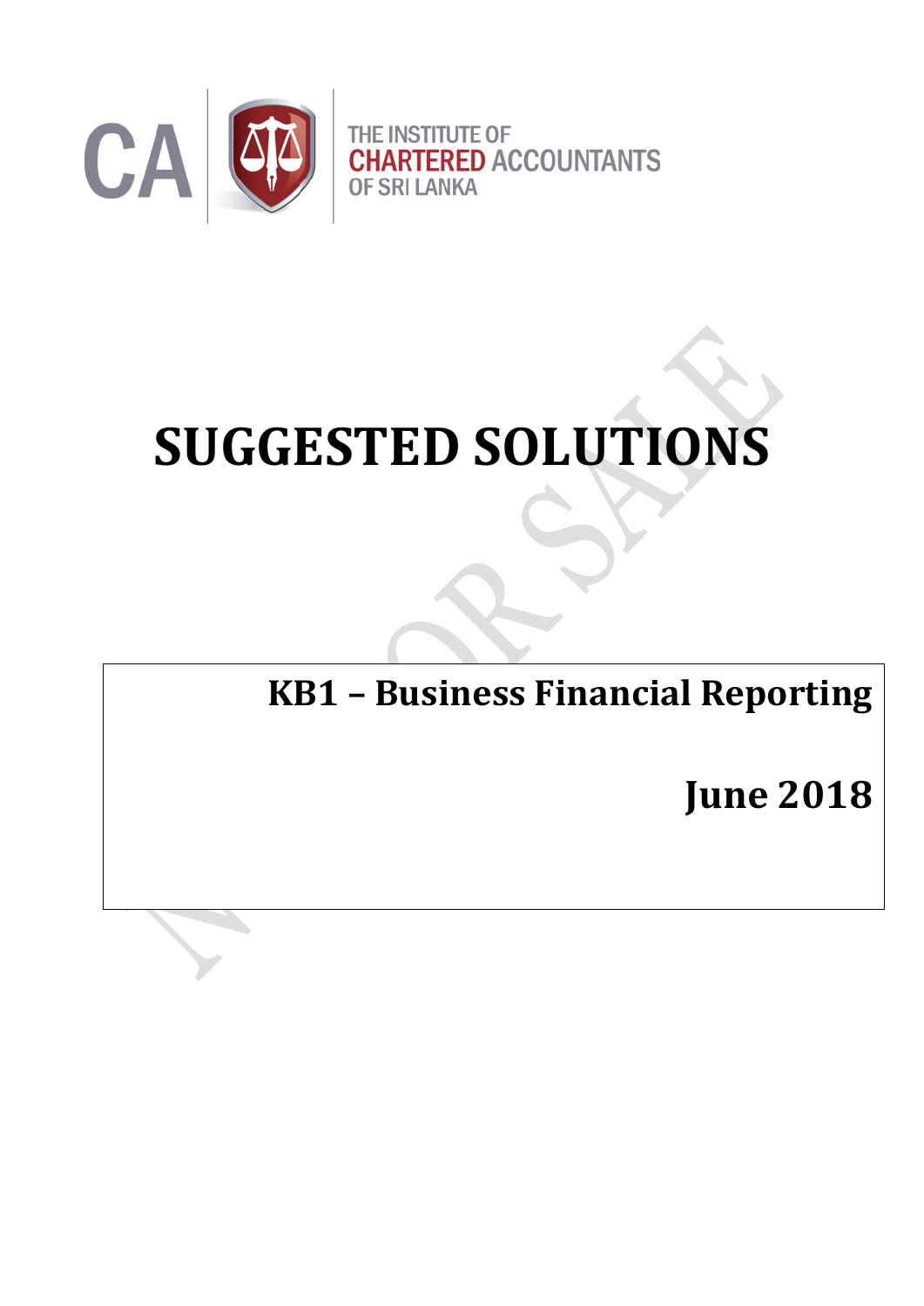THE INSTITUTE OF
CHARTERED ACCOUNTANTS
OF SRI LANKA

# SUGGESTED SOLUTIONS

## KB1 – Business Financial Reporting

## June 2018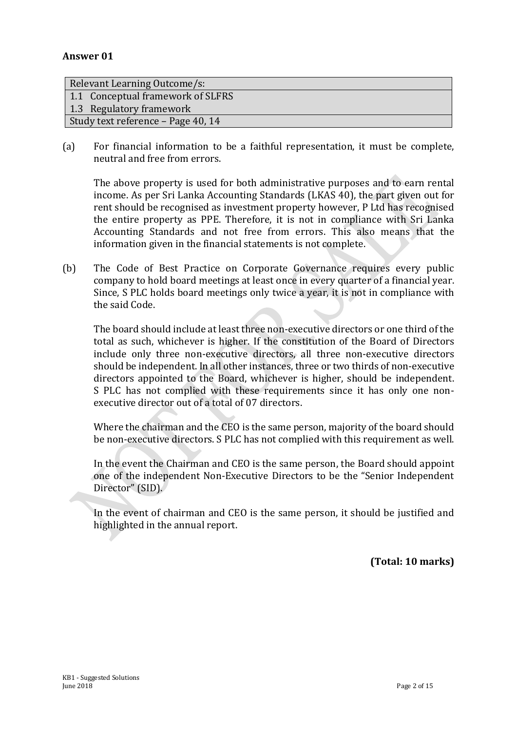## Answer 01

| Relevant Learning Outcome/s: |
|---|
| 1.1 Conceptual framework of SLFRS |
| 1.3 Regulatory framework |
| Study text reference – Page 40, 14 |

(a) For financial information to be a faithful representation, it must be complete, neutral and free from errors.

The above property is used for both administrative purposes and to earn rental income. As per Sri Lanka Accounting Standards (LKAS 40), the part given out for rent should be recognised as investment property however, P Ltd has recognised the entire property as PPE. Therefore, it is not in compliance with Sri Lanka Accounting Standards and not free from errors. This also means that the information given in the financial statements is not complete.

(b) The Code of Best Practice on Corporate Governance requires every public company to hold board meetings at least once in every quarter of a financial year. Since, S PLC holds board meetings only twice a year, it is not in compliance with the said Code.

The board should include at least three non-executive directors or one third of the total as such, whichever is higher. If the constitution of the Board of Directors include only three non-executive directors, all three non-executive directors should be independent. In all other instances, three or two thirds of non-executive directors appointed to the Board, whichever is higher, should be independent. S PLC has not complied with these requirements since it has only one non-executive director out of a total of 07 directors.

Where the chairman and the CEO is the same person, majority of the board should be non-executive directors. S PLC has not complied with this requirement as well.

In the event the Chairman and CEO is the same person, the Board should appoint one of the independent Non-Executive Directors to be the "Senior Independent Director" (SID).

In the event of chairman and CEO is the same person, it should be justified and highlighted in the annual report.

**(Total: 10 marks)**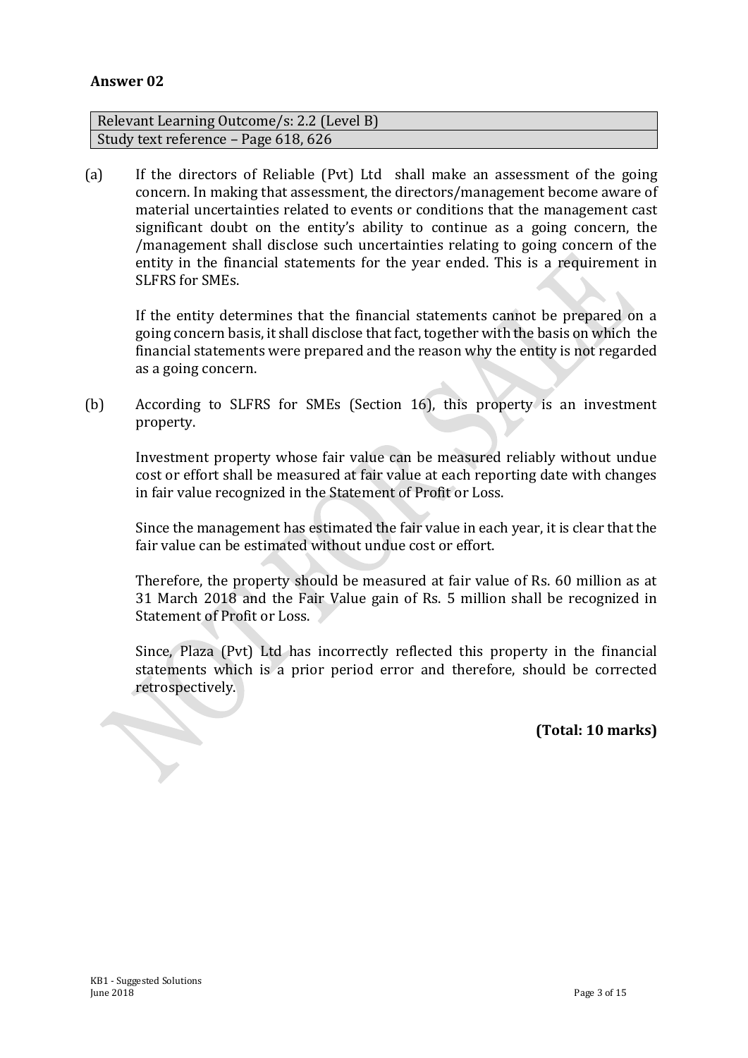**Answer 02**

| Relevant Learning Outcome/s: 2.2 (Level B) |
|---|
| Study text reference – Page 618, 626 |

(a) If the directors of Reliable (Pvt) Ltd shall make an assessment of the going concern. In making that assessment, the directors/management become aware of material uncertainties related to events or conditions that the management cast significant doubt on the entity's ability to continue as a going concern, the /management shall disclose such uncertainties relating to going concern of the entity in the financial statements for the year ended. This is a requirement in SLFRS for SMEs.

If the entity determines that the financial statements cannot be prepared on a going concern basis, it shall disclose that fact, together with the basis on which the financial statements were prepared and the reason why the entity is not regarded as a going concern.

(b) According to SLFRS for SMEs (Section 16), this property is an investment property.

Investment property whose fair value can be measured reliably without undue cost or effort shall be measured at fair value at each reporting date with changes in fair value recognized in the Statement of Profit or Loss.

Since the management has estimated the fair value in each year, it is clear that the fair value can be estimated without undue cost or effort.

Therefore, the property should be measured at fair value of Rs. 60 million as at 31 March 2018 and the Fair Value gain of Rs. 5 million shall be recognized in Statement of Profit or Loss.

Since, Plaza (Pvt) Ltd has incorrectly reflected this property in the financial statements which is a prior period error and therefore, should be corrected retrospectively.

**(Total: 10 marks)**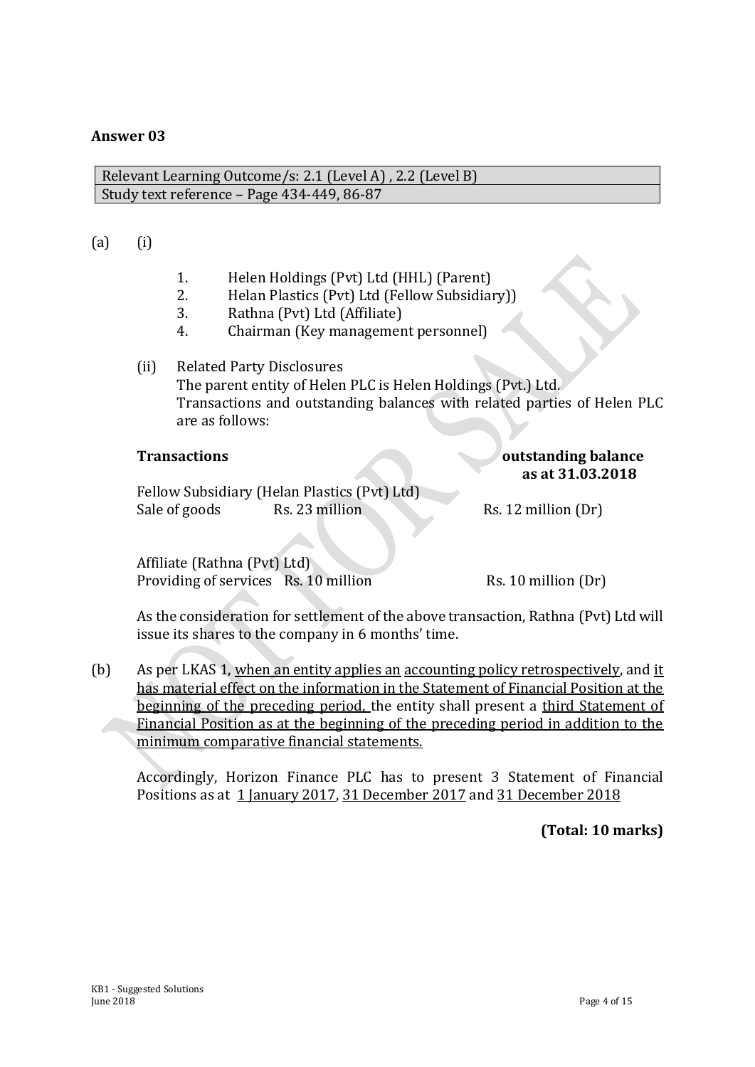# Answer 03

| Relevant Learning Outcome/s: 2.1 (Level A) , 2.2 (Level B) |
|---|
| Study text reference – Page 434-449, 86-87 |

(a) (i)

1. Helen Holdings (Pvt) Ltd (HHL) (Parent)
2. Helan Plastics (Pvt) Ltd (Fellow Subsidiary))
3. Rathna (Pvt) Ltd (Affiliate)
4. Chairman (Key management personnel)

(ii) Related Party Disclosures
The parent entity of Helen PLC is Helen Holdings (Pvt.) Ltd.
Transactions and outstanding balances with related parties of Helen PLC are as follows:

| **Transactions** | | **outstanding balance as at 31.03.2018** |
|---|---|---|
| Fellow Subsidiary (Helan Plastics (Pvt) Ltd) | | |
| Sale of goods | Rs. 23 million | Rs. 12 million (Dr) |
| Affiliate (Rathna (Pvt) Ltd) | | |
| Providing of services | Rs. 10 million | Rs. 10 million (Dr) |

As the consideration for settlement of the above transaction, Rathna (Pvt) Ltd will issue its shares to the company in 6 months' time.

(b) As per LKAS 1, when an entity applies an accounting policy retrospectively, and it has material effect on the information in the Statement of Financial Position at the beginning of the preceding period, the entity shall present a third Statement of Financial Position as at the beginning of the preceding period in addition to the minimum comparative financial statements.

Accordingly, Horizon Finance PLC has to present 3 Statement of Financial Positions as at 1 January 2017, 31 December 2017 and 31 December 2018

**(Total: 10 marks)**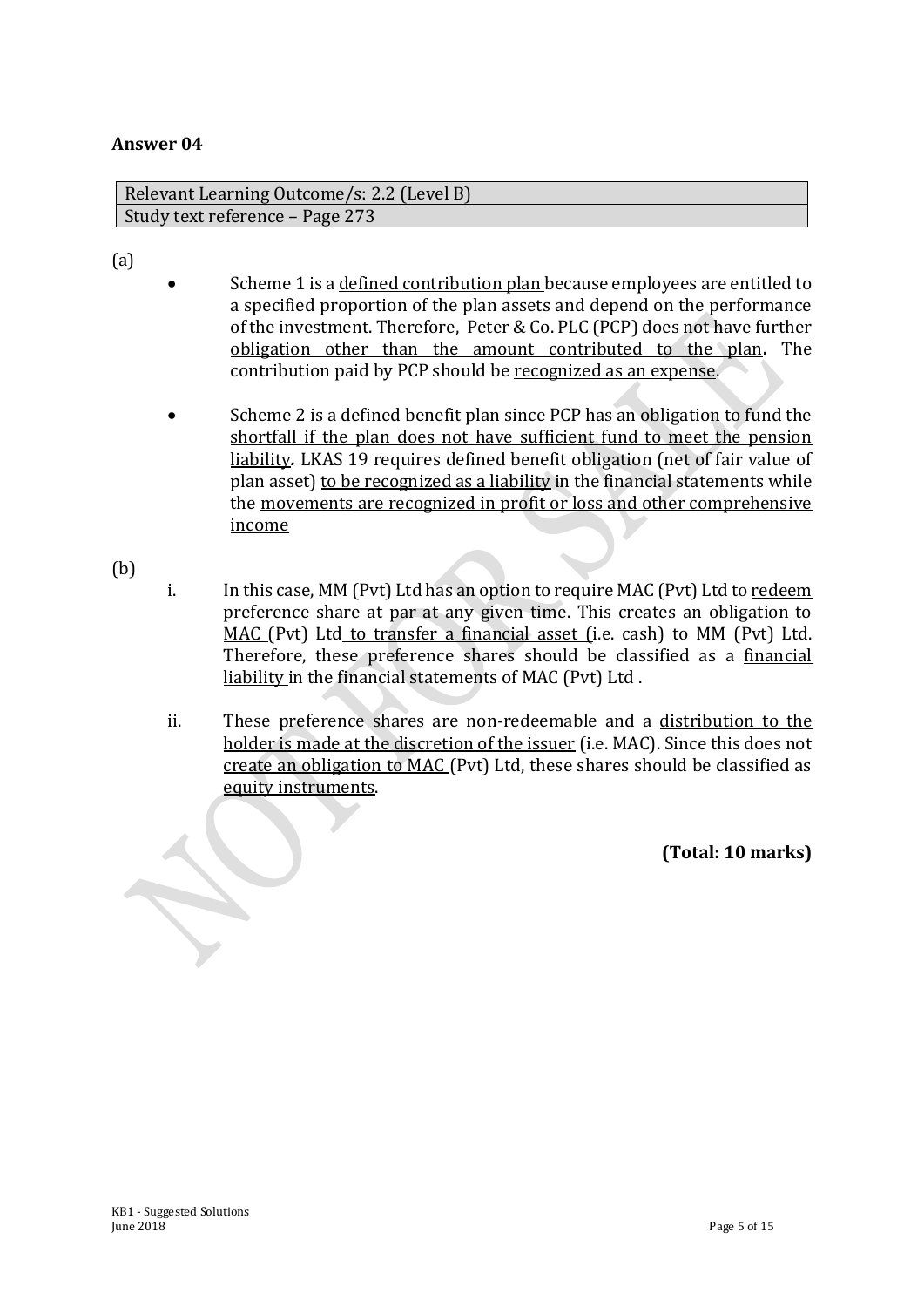## Answer 04

| Relevant Learning Outcome/s: 2.2 (Level B) |
|---|
| Study text reference – Page 273 |

(a)

- Scheme 1 is a defined contribution plan because employees are entitled to a specified proportion of the plan assets and depend on the performance of the investment. Therefore, Peter & Co. PLC (PCP) does not have further obligation other than the amount contributed to the plan**.** The contribution paid by PCP should be recognized as an expense.

- Scheme 2 is a defined benefit plan since PCP has an obligation to fund the shortfall if the plan does not have sufficient fund to meet the pension liability**.** LKAS 19 requires defined benefit obligation (net of fair value of plan asset) to be recognized as a liability in the financial statements while the movements are recognized in profit or loss and other comprehensive income

(b)

i. In this case, MM (Pvt) Ltd has an option to require MAC (Pvt) Ltd to redeem preference share at par at any given time. This creates an obligation to MAC (Pvt) Ltd to transfer a financial asset (i.e. cash) to MM (Pvt) Ltd. Therefore, these preference shares should be classified as a financial liability in the financial statements of MAC (Pvt) Ltd .

ii. These preference shares are non-redeemable and a distribution to the holder is made at the discretion of the issuer (i.e. MAC). Since this does not create an obligation to MAC (Pvt) Ltd, these shares should be classified as equity instruments.

**(Total: 10 marks)**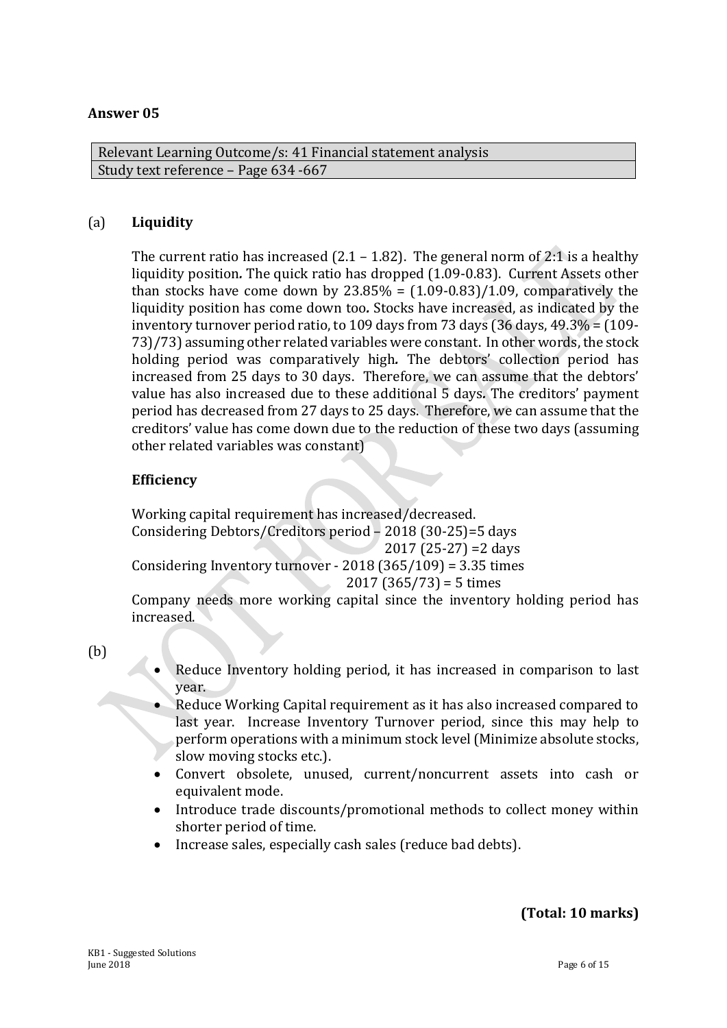## Answer 05

| Relevant Learning Outcome/s: 41 Financial statement analysis |
| --- |
| Study text reference – Page 634 -667 |

(a) **Liquidity**

The current ratio has increased (2.1 – 1.82). The general norm of 2:1 is a healthy liquidity position**.** The quick ratio has dropped (1.09-0.83). Current Assets other than stocks have come down by 23.85% = (1.09-0.83)/1.09, comparatively the liquidity position has come down too**.** Stocks have increased, as indicated by the inventory turnover period ratio, to 109 days from 73 days (36 days, 49.3% = (109-73)/73) assuming other related variables were constant. In other words, the stock holding period was comparatively high**.** The debtors' collection period has increased from 25 days to 30 days. Therefore, we can assume that the debtors' value has also increased due to these additional 5 days**.** The creditors' payment period has decreased from 27 days to 25 days. Therefore, we can assume that the creditors' value has come down due to the reduction of these two days (assuming other related variables was constant)

**Efficiency**

Working capital requirement has increased/decreased.
Considering Debtors/Creditors period – 2018 (30-25)=5 days
2017 (25-27) =2 days
Considering Inventory turnover - 2018 (365/109) = 3.35 times
2017 (365/73) = 5 times
Company needs more working capital since the inventory holding period has increased.

(b)

- Reduce Inventory holding period, it has increased in comparison to last year.
- Reduce Working Capital requirement as it has also increased compared to last year. Increase Inventory Turnover period, since this may help to perform operations with a minimum stock level (Minimize absolute stocks, slow moving stocks etc.).
- Convert obsolete, unused, current/noncurrent assets into cash or equivalent mode.
- Introduce trade discounts/promotional methods to collect money within shorter period of time.
- Increase sales, especially cash sales (reduce bad debts).

**(Total: 10 marks)**

KB1 - Suggested Solutions
June 2018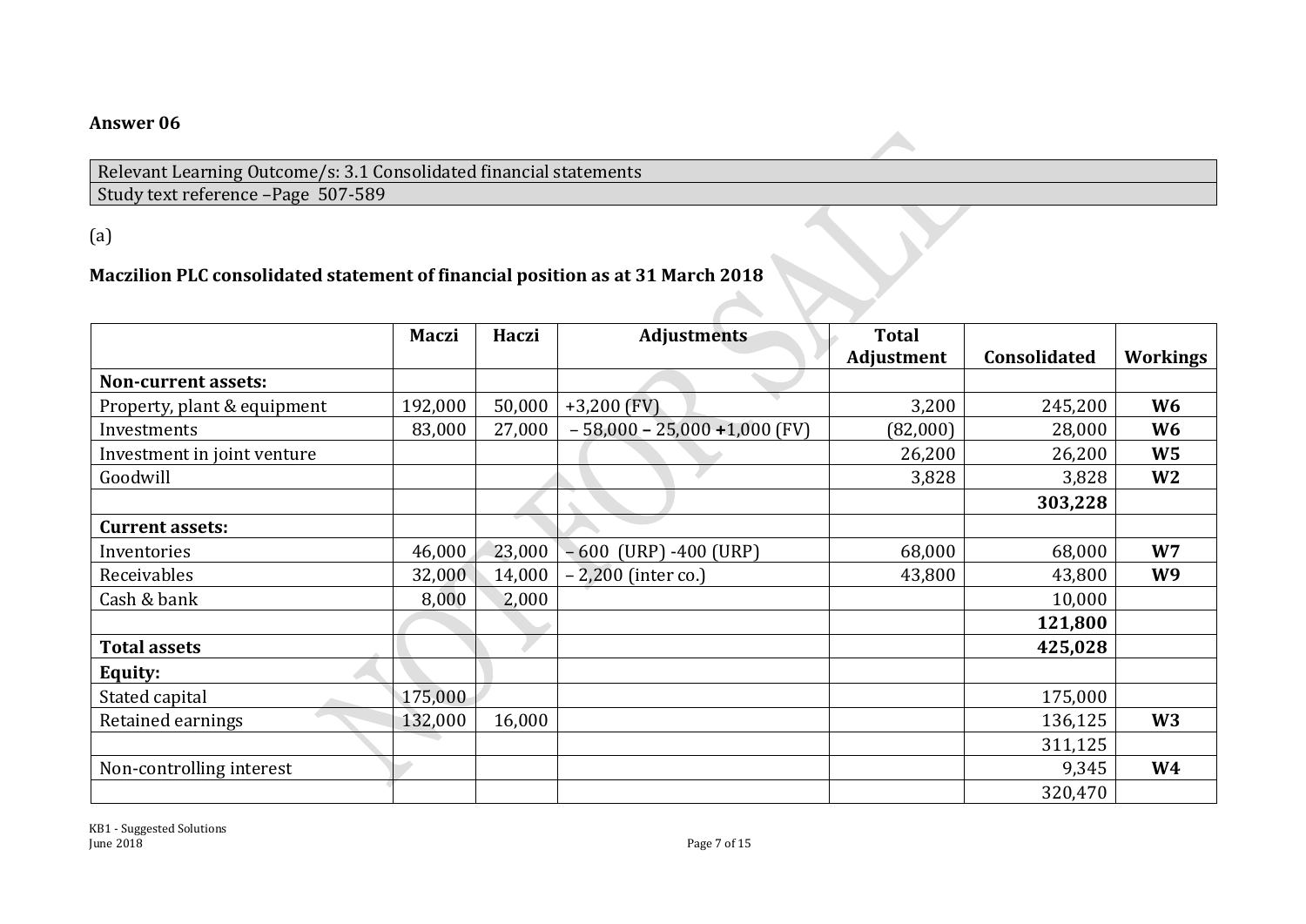**Answer 06**

| Relevant Learning Outcome/s: 3.1 Consolidated financial statements |
|---|
| Study text reference –Page 507-589 |

(a)

**Maczilion PLC consolidated statement of financial position as at 31 March 2018**

| | Maczi | Haczi | Adjustments | Total Adjustment | Consolidated | Workings |
|---|---|---|---|---|---|---|
| **Non-current assets:** | | | | | | |
| Property, plant & equipment | 192,000 | 50,000 | +3,200 (FV) | 3,200 | 245,200 | **W6** |
| Investments | 83,000 | 27,000 | – 58,000 **–** 25,000 **+**1,000 (FV) | (82,000) | 28,000 | **W6** |
| Investment in joint venture | | | | 26,200 | 26,200 | **W5** |
| Goodwill | | | | 3,828 | 3,828 | **W2** |
| | | | | | **303,228** | |
| **Current assets:** | | | | | | |
| Inventories | 46,000 | 23,000 | – 600 (URP) -400 (URP) | 68,000 | 68,000 | **W7** |
| Receivables | 32,000 | 14,000 | – 2,200 (inter co.) | 43,800 | 43,800 | **W9** |
| Cash & bank | 8,000 | 2,000 | | | 10,000 | |
| | | | | | **121,800** | |
| **Total assets** | | | | | **425,028** | |
| **Equity:** | | | | | | |
| Stated capital | 175,000 | | | | 175,000 | |
| Retained earnings | 132,000 | 16,000 | | | 136,125 | **W3** |
| | | | | | 311,125 | |
| Non-controlling interest | | | | | 9,345 | **W4** |
| | | | | | 320,470 | |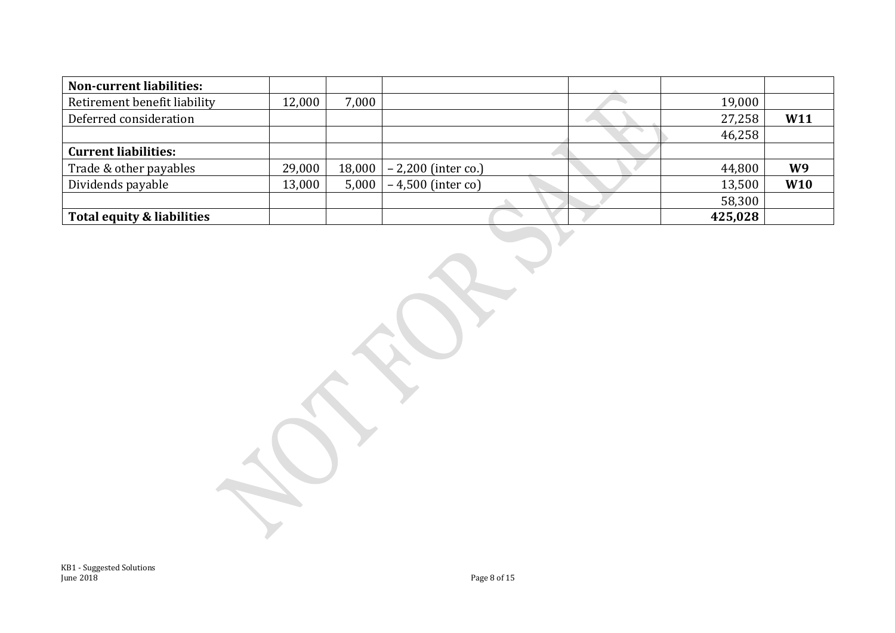| | | | | | | |
|---|---|---|---|---|---|---|
| **Non-current liabilities:** | | | | | | |
| Retirement benefit liability | 12,000 | 7,000 | | | 19,000 | |
| Deferred consideration | | | | | 27,258 | **W11** |
| | | | | | 46,258 | |
| **Current liabilities:** | | | | | | |
| Trade & other payables | 29,000 | 18,000 | – 2,200 (inter co.) | | 44,800 | **W9** |
| Dividends payable | 13,000 | 5,000 | – 4,500 (inter co) | | 13,500 | **W10** |
| | | | | | 58,300 | |
| **Total equity & liabilities** | | | | | **425,028** | |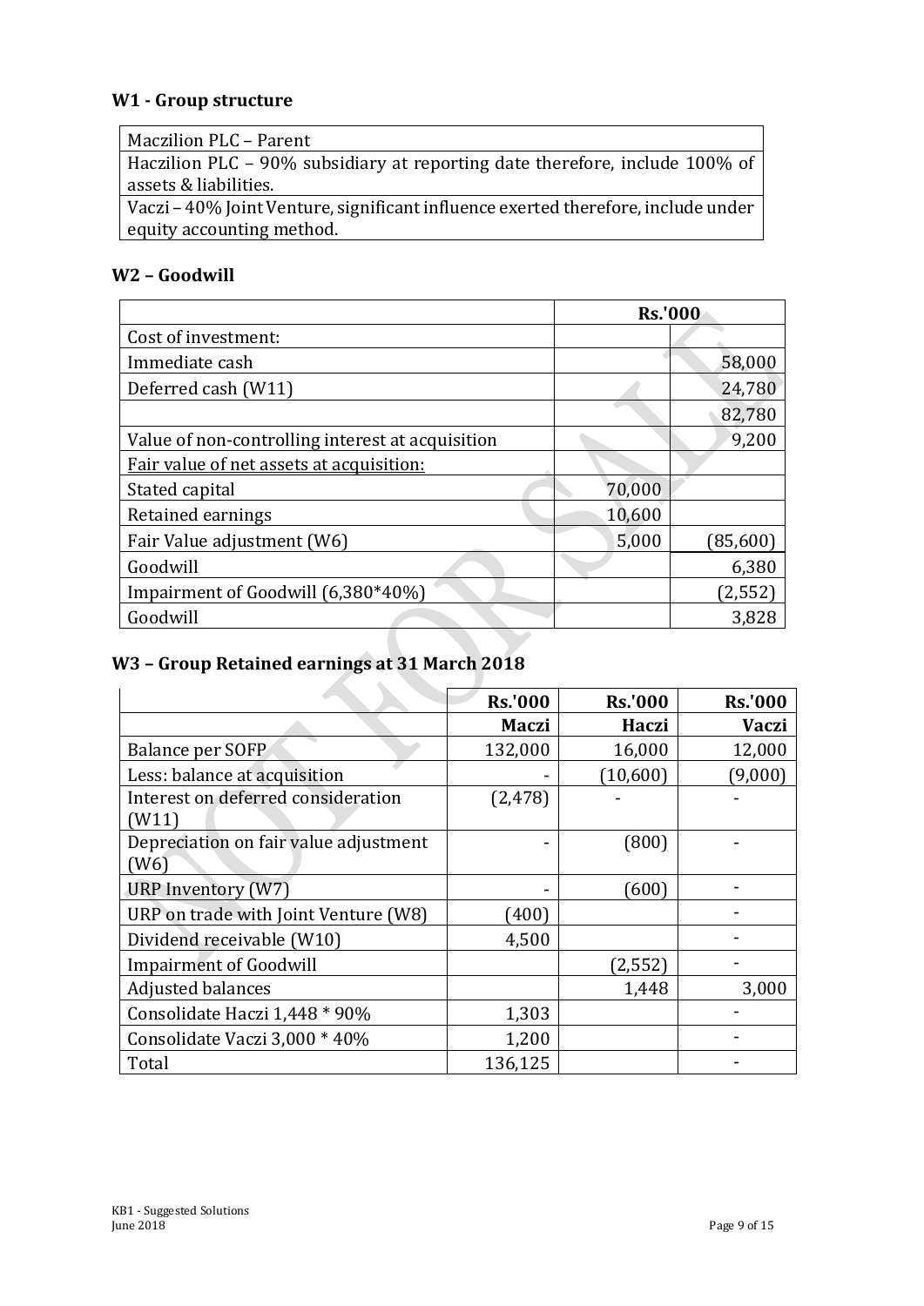### W1 - Group structure

| Maczilion PLC – Parent |
|---|
| Haczilion PLC – 90% subsidiary at reporting date therefore, include 100% of assets & liabilities. |
| Vaczi – 40% Joint Venture, significant influence exerted therefore, include under equity accounting method. |

### W2 – Goodwill

| | Rs.'000 | |
|---|---|---|
| Cost of investment: | | |
| Immediate cash | | 58,000 |
| Deferred cash (W11) | | 24,780 |
| | | 82,780 |
| Value of non-controlling interest at acquisition | | 9,200 |
| Fair value of net assets at acquisition: | | |
| Stated capital | 70,000 | |
| Retained earnings | 10,600 | |
| Fair Value adjustment (W6) | 5,000 | (85,600) |
| Goodwill | | 6,380 |
| Impairment of Goodwill (6,380*40%) | | (2,552) |
| Goodwill | | 3,828 |

### W3 – Group Retained earnings at 31 March 2018

| | Rs.'000 | Rs.'000 | Rs.'000 |
|---|---|---|---|
| | Maczi | Haczi | Vaczi |
| Balance per SOFP | 132,000 | 16,000 | 12,000 |
| Less: balance at acquisition | - | (10,600) | (9,000) |
| Interest on deferred consideration (W11) | (2,478) | - | - |
| Depreciation on fair value adjustment (W6) | - | (800) | - |
| URP Inventory (W7) | - | (600) | - |
| URP on trade with Joint Venture (W8) | (400) | | - |
| Dividend receivable (W10) | 4,500 | | - |
| Impairment of Goodwill | | (2,552) | - |
| Adjusted balances | | 1,448 | 3,000 |
| Consolidate Haczi 1,448 * 90% | 1,303 | | - |
| Consolidate Vaczi 3,000 * 40% | 1,200 | | - |
| Total | 136,125 | | - |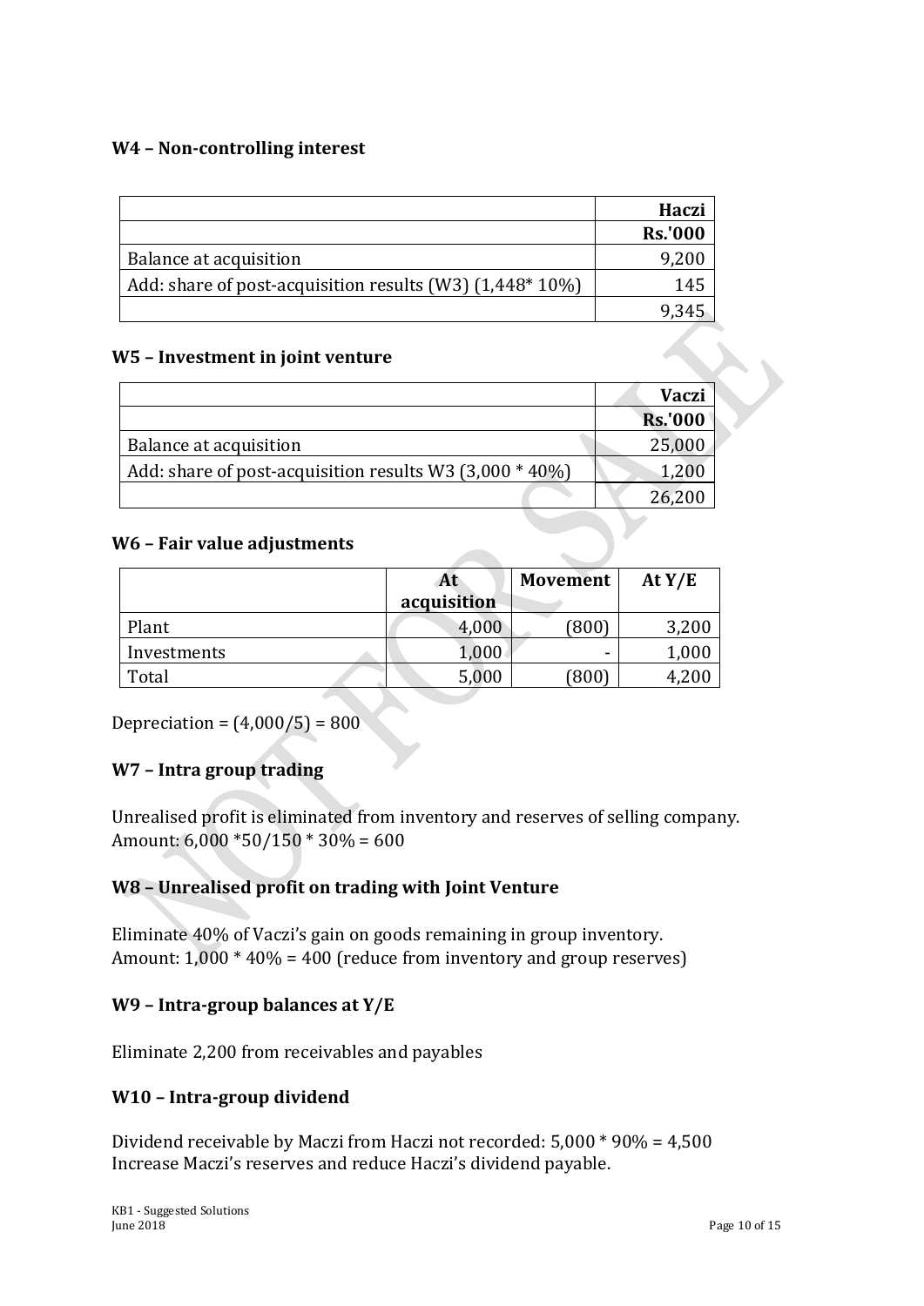**W4 – Non-controlling interest**

| | Haczi |
|---|---:|
| | Rs.'000 |
| Balance at acquisition | 9,200 |
| Add: share of post-acquisition results (W3) (1,448* 10%) | 145 |
| | 9,345 |

**W5 – Investment in joint venture**

| | Vaczi |
|---|---:|
| | Rs.'000 |
| Balance at acquisition | 25,000 |
| Add: share of post-acquisition results W3 (3,000 * 40%) | 1,200 |
| | 26,200 |

**W6 – Fair value adjustments**

| | At acquisition | Movement | At Y/E |
|---|---:|---:|---:|
| Plant | 4,000 | (800) | 3,200 |
| Investments | 1,000 | - | 1,000 |
| Total | 5,000 | (800) | 4,200 |

Depreciation = (4,000/5) = 800

**W7 – Intra group trading**

Unrealised profit is eliminated from inventory and reserves of selling company.
Amount: 6,000 *50/150 * 30% = 600

**W8 – Unrealised profit on trading with Joint Venture**

Eliminate 40% of Vaczi's gain on goods remaining in group inventory.
Amount: 1,000 * 40% = 400 (reduce from inventory and group reserves)

**W9 – Intra-group balances at Y/E**

Eliminate 2,200 from receivables and payables

**W10 – Intra-group dividend**

Dividend receivable by Maczi from Haczi not recorded: 5,000 * 90% = 4,500
Increase Maczi's reserves and reduce Haczi's dividend payable.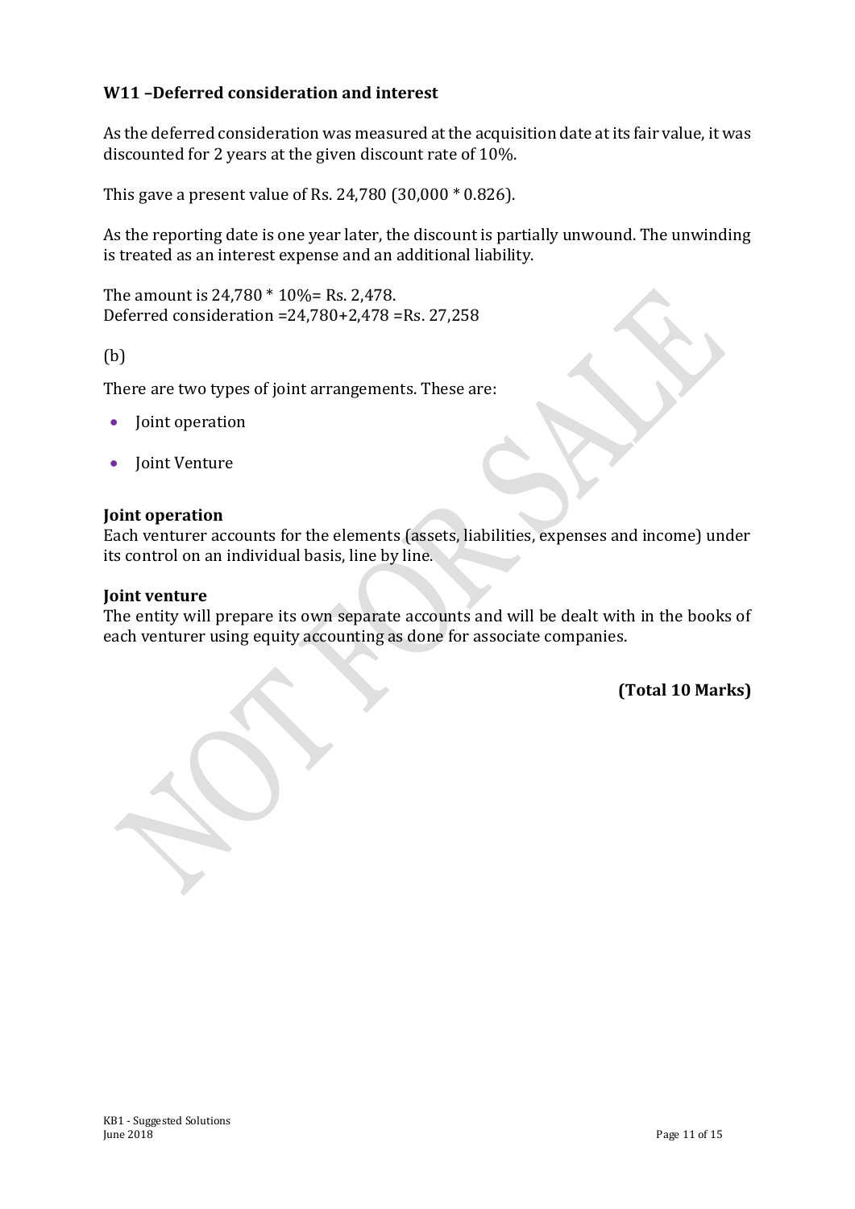### W11 –Deferred consideration and interest

As the deferred consideration was measured at the acquisition date at its fair value, it was discounted for 2 years at the given discount rate of 10%.

This gave a present value of Rs. 24,780 (30,000 * 0.826).

As the reporting date is one year later, the discount is partially unwound. The unwinding is treated as an interest expense and an additional liability.

The amount is 24,780 * 10%= Rs. 2,478.
Deferred consideration =24,780+2,478 =Rs. 27,258

(b)

There are two types of joint arrangements. These are:

- Joint operation
- Joint Venture

**Joint operation**
Each venturer accounts for the elements (assets, liabilities, expenses and income) under its control on an individual basis, line by line.

**Joint venture**
The entity will prepare its own separate accounts and will be dealt with in the books of each venturer using equity accounting as done for associate companies.

**(Total 10 Marks)**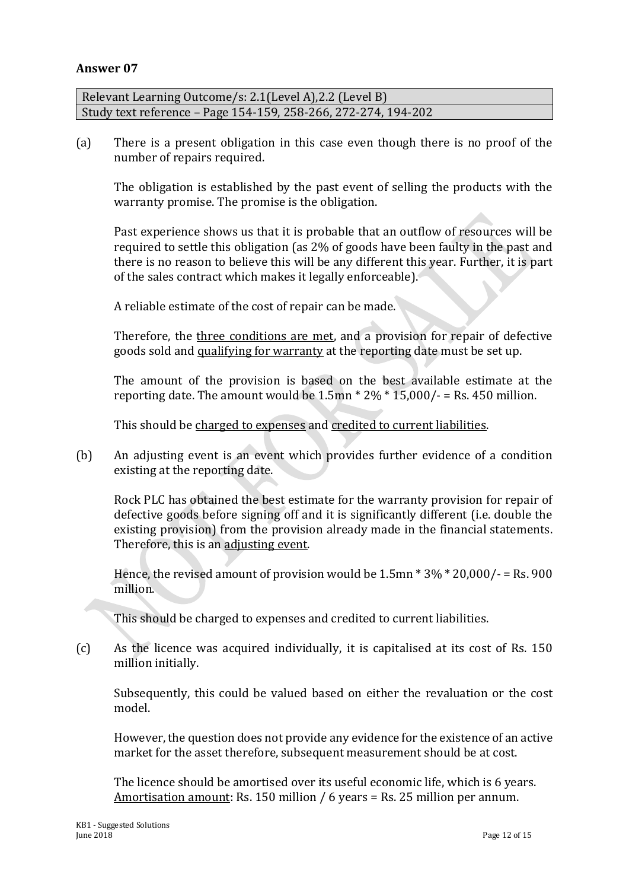## Answer 07

| Relevant Learning Outcome/s: 2.1(Level A),2.2 (Level B) |
|---|
| Study text reference – Page 154-159, 258-266, 272-274, 194-202 |

(a) There is a present obligation in this case even though there is no proof of the number of repairs required.

The obligation is established by the past event of selling the products with the warranty promise. The promise is the obligation.

Past experience shows us that it is probable that an outflow of resources will be required to settle this obligation (as 2% of goods have been faulty in the past and there is no reason to believe this will be any different this year. Further, it is part of the sales contract which makes it legally enforceable).

A reliable estimate of the cost of repair can be made.

Therefore, the <u>three conditions are met</u>, and a provision for repair of defective goods sold and <u>qualifying for warranty</u> at the reporting date must be set up.

The amount of the provision is based on the best available estimate at the reporting date. The amount would be 1.5mn * 2% * 15,000/- = Rs. 450 million.

This should be <u>charged to expenses</u> and <u>credited to current liabilities</u>.

(b) An adjusting event is an event which provides further evidence of a condition existing at the reporting date.

Rock PLC has obtained the best estimate for the warranty provision for repair of defective goods before signing off and it is significantly different (i.e. double the existing provision) from the provision already made in the financial statements. Therefore, this is an <u>adjusting event</u>.

Hence, the revised amount of provision would be 1.5mn * 3% * 20,000/- = Rs. 900 million.

This should be charged to expenses and credited to current liabilities.

(c) As the licence was acquired individually, it is capitalised at its cost of Rs. 150 million initially.

Subsequently, this could be valued based on either the revaluation or the cost model.

However, the question does not provide any evidence for the existence of an active market for the asset therefore, subsequent measurement should be at cost.

The licence should be amortised over its useful economic life, which is 6 years. <u>Amortisation amount</u>: Rs. 150 million / 6 years = Rs. 25 million per annum.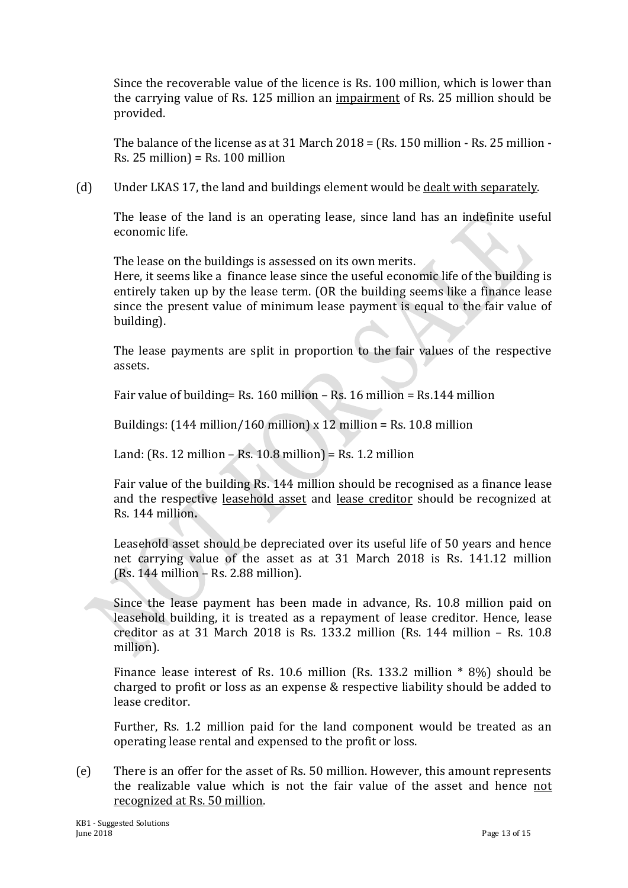Since the recoverable value of the licence is Rs. 100 million, which is lower than the carrying value of Rs. 125 million an impairment of Rs. 25 million should be provided.

The balance of the license as at 31 March 2018 = (Rs. 150 million - Rs. 25 million - Rs. 25 million) = Rs. 100 million

(d) Under LKAS 17, the land and buildings element would be dealt with separately.

The lease of the land is an operating lease, since land has an indefinite useful economic life.

The lease on the buildings is assessed on its own merits.
Here, it seems like a finance lease since the useful economic life of the building is entirely taken up by the lease term. (OR the building seems like a finance lease since the present value of minimum lease payment is equal to the fair value of building).

The lease payments are split in proportion to the fair values of the respective assets.

Fair value of building= Rs. 160 million – Rs. 16 million = Rs.144 million

Buildings: (144 million/160 million) x 12 million = Rs. 10.8 million

Land: (Rs. 12 million – Rs. 10.8 million) = Rs. 1.2 million

Fair value of the building Rs. 144 million should be recognised as a finance lease and the respective leasehold asset and lease creditor should be recognized at Rs. 144 million**.**

Leasehold asset should be depreciated over its useful life of 50 years and hence net carrying value of the asset as at 31 March 2018 is Rs. 141.12 million (Rs. 144 million – Rs. 2.88 million).

Since the lease payment has been made in advance, Rs. 10.8 million paid on leasehold building, it is treated as a repayment of lease creditor. Hence, lease creditor as at 31 March 2018 is Rs. 133.2 million (Rs. 144 million – Rs. 10.8 million).

Finance lease interest of Rs. 10.6 million (Rs. 133.2 million * 8%) should be charged to profit or loss as an expense & respective liability should be added to lease creditor.

Further, Rs. 1.2 million paid for the land component would be treated as an operating lease rental and expensed to the profit or loss.

(e) There is an offer for the asset of Rs. 50 million. However, this amount represents the realizable value which is not the fair value of the asset and hence not recognized at Rs. 50 million.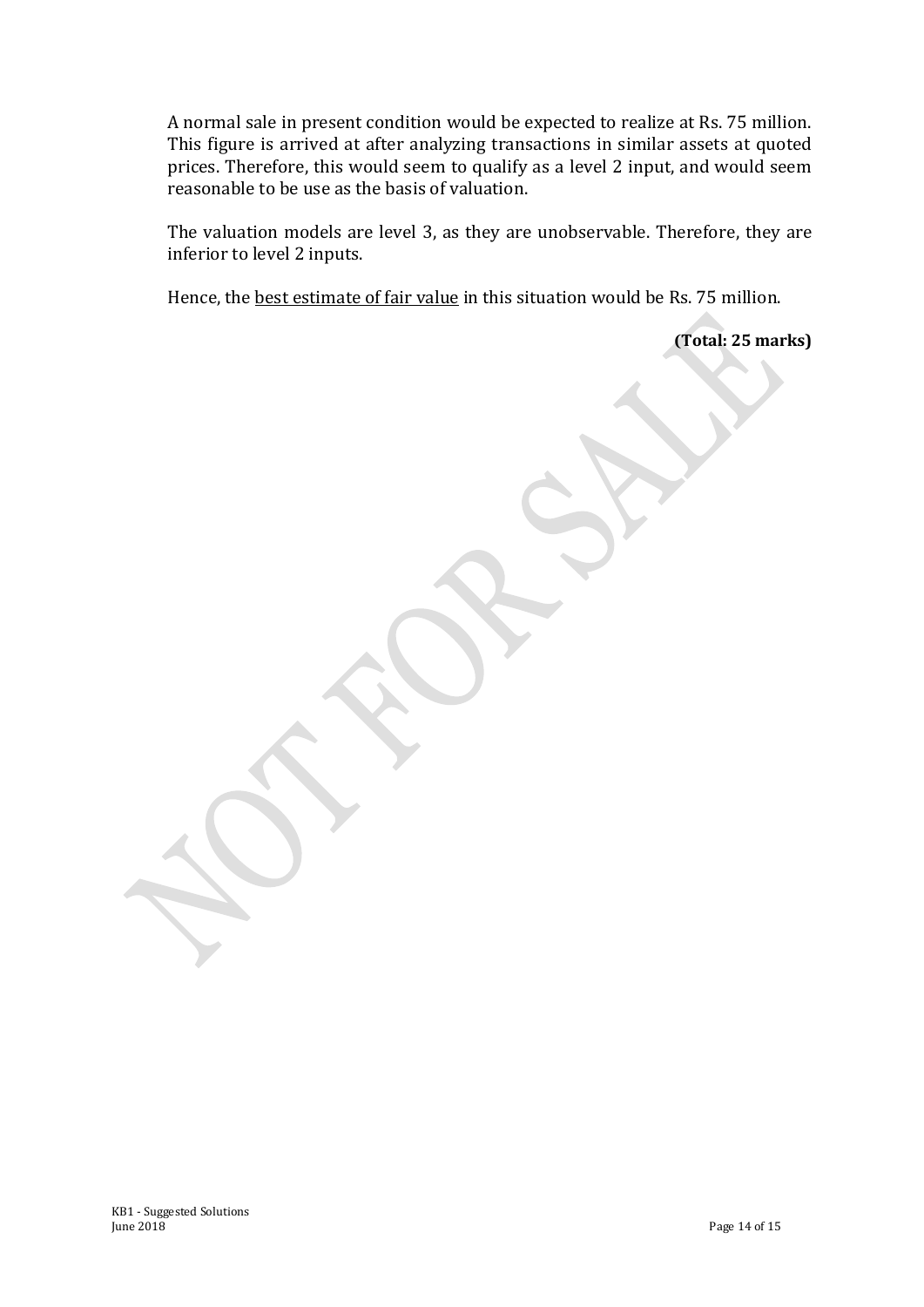A normal sale in present condition would be expected to realize at Rs. 75 million. This figure is arrived at after analyzing transactions in similar assets at quoted prices. Therefore, this would seem to qualify as a level 2 input, and would seem reasonable to be use as the basis of valuation.

The valuation models are level 3, as they are unobservable. Therefore, they are inferior to level 2 inputs.

Hence, the best estimate of fair value in this situation would be Rs. 75 million.

**(Total: 25 marks)**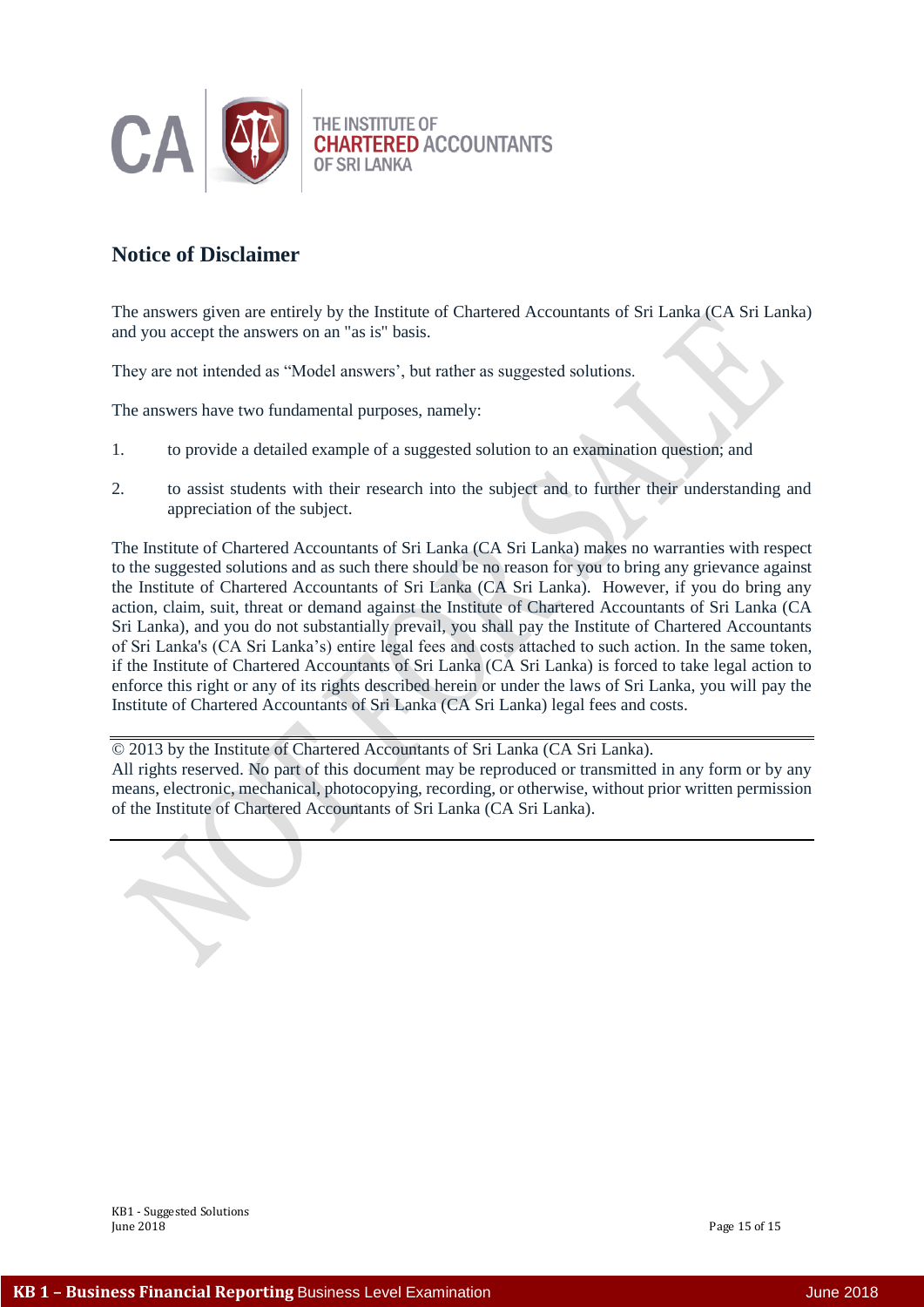THE INSTITUTE OF CHARTERED ACCOUNTANTS OF SRI LANKA

## Notice of Disclaimer

The answers given are entirely by the Institute of Chartered Accountants of Sri Lanka (CA Sri Lanka) and you accept the answers on an "as is" basis.

They are not intended as "Model answers', but rather as suggested solutions.

The answers have two fundamental purposes, namely:

1. to provide a detailed example of a suggested solution to an examination question; and
2. to assist students with their research into the subject and to further their understanding and appreciation of the subject.

The Institute of Chartered Accountants of Sri Lanka (CA Sri Lanka) makes no warranties with respect to the suggested solutions and as such there should be no reason for you to bring any grievance against the Institute of Chartered Accountants of Sri Lanka (CA Sri Lanka). However, if you do bring any action, claim, suit, threat or demand against the Institute of Chartered Accountants of Sri Lanka (CA Sri Lanka), and you do not substantially prevail, you shall pay the Institute of Chartered Accountants of Sri Lanka's (CA Sri Lanka's) entire legal fees and costs attached to such action. In the same token, if the Institute of Chartered Accountants of Sri Lanka (CA Sri Lanka) is forced to take legal action to enforce this right or any of its rights described herein or under the laws of Sri Lanka, you will pay the Institute of Chartered Accountants of Sri Lanka (CA Sri Lanka) legal fees and costs.

---

© 2013 by the Institute of Chartered Accountants of Sri Lanka (CA Sri Lanka).
All rights reserved. No part of this document may be reproduced or transmitted in any form or by any means, electronic, mechanical, photocopying, recording, or otherwise, without prior written permission of the Institute of Chartered Accountants of Sri Lanka (CA Sri Lanka).

---